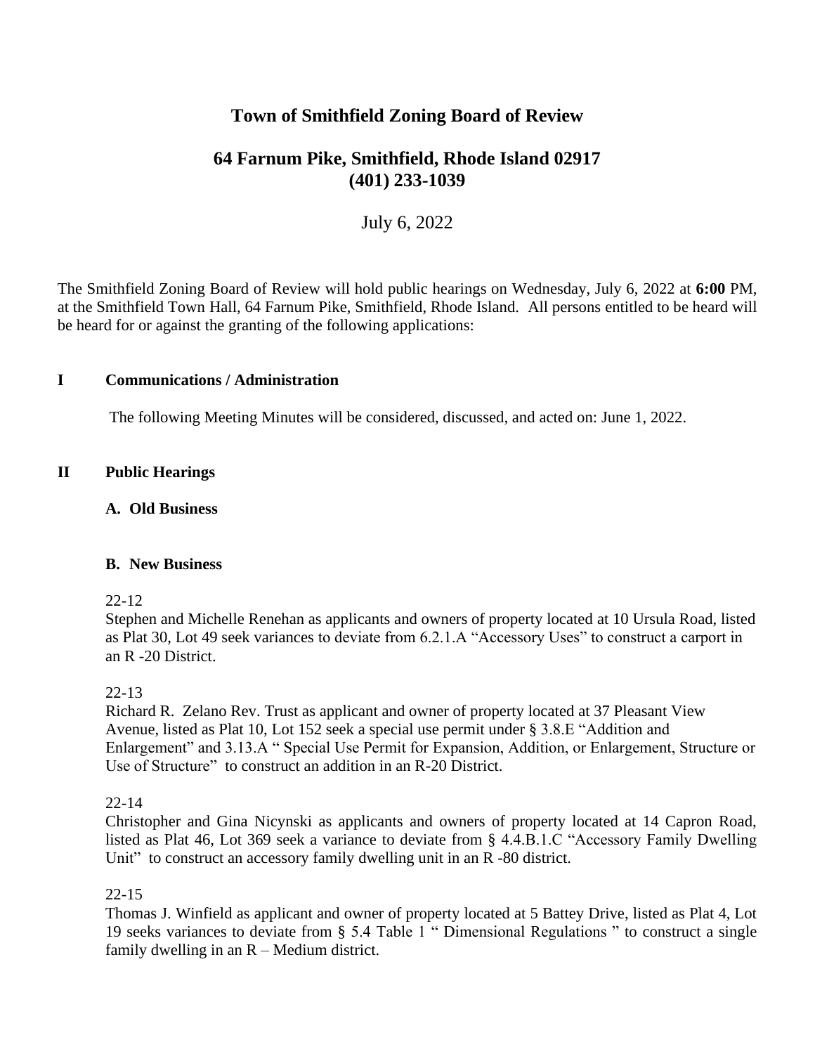# Town of Smithfield Zoning Board of Review

## 64 Farnum Pike, Smithfield, Rhode Island 02917
## (401) 233-1039

July 6, 2022

The Smithfield Zoning Board of Review will hold public hearings on Wednesday, July 6, 2022 at **6:00** PM, at the Smithfield Town Hall, 64 Farnum Pike, Smithfield, Rhode Island. All persons entitled to be heard will be heard for or against the granting of the following applications:

**I Communications / Administration**

The following Meeting Minutes will be considered, discussed, and acted on: June 1, 2022.

**II Public Hearings**

**A. Old Business**

**B. New Business**

22-12
Stephen and Michelle Renehan as applicants and owners of property located at 10 Ursula Road, listed as Plat 30, Lot 49 seek variances to deviate from 6.2.1.A "Accessory Uses" to construct a carport in an R -20 District.

22-13
Richard R. Zelano Rev. Trust as applicant and owner of property located at 37 Pleasant View Avenue, listed as Plat 10, Lot 152 seek a special use permit under § 3.8.E "Addition and Enlargement" and 3.13.A " Special Use Permit for Expansion, Addition, or Enlargement, Structure or Use of Structure" to construct an addition in an R-20 District.

22-14
Christopher and Gina Nicynski as applicants and owners of property located at 14 Capron Road, listed as Plat 46, Lot 369 seek a variance to deviate from § 4.4.B.1.C "Accessory Family Dwelling Unit" to construct an accessory family dwelling unit in an R -80 district.

22-15
Thomas J. Winfield as applicant and owner of property located at 5 Battey Drive, listed as Plat 4, Lot 19 seeks variances to deviate from § 5.4 Table 1 " Dimensional Regulations " to construct a single family dwelling in an R – Medium district.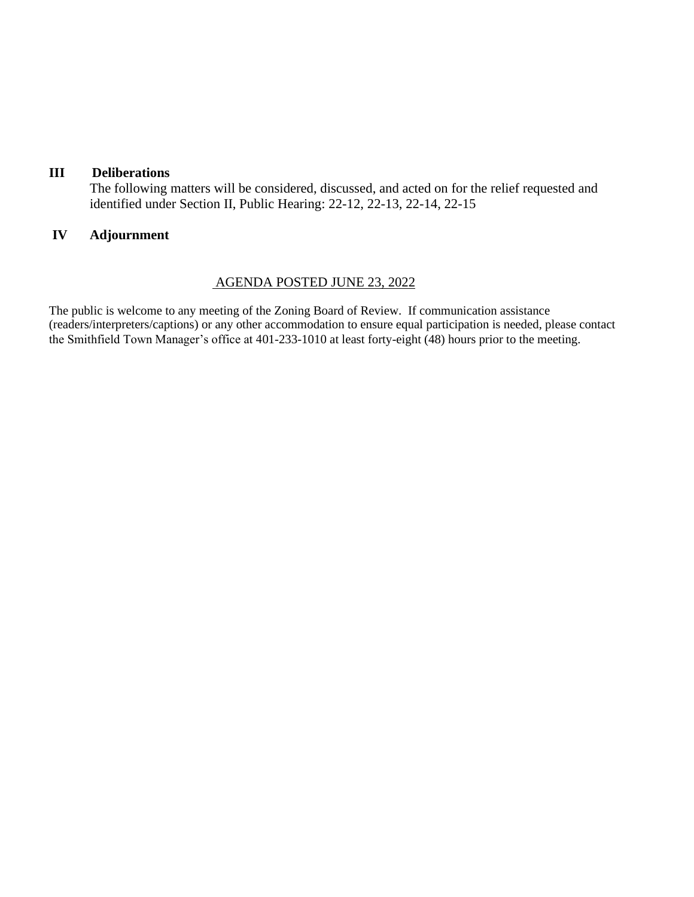## III Deliberations

The following matters will be considered, discussed, and acted on for the relief requested and identified under Section II, Public Hearing: 22-12, 22-13, 22-14, 22-15

## IV Adjournment

AGENDA POSTED JUNE 23, 2022

The public is welcome to any meeting of the Zoning Board of Review. If communication assistance (readers/interpreters/captions) or any other accommodation to ensure equal participation is needed, please contact the Smithfield Town Manager's office at 401-233-1010 at least forty-eight (48) hours prior to the meeting.